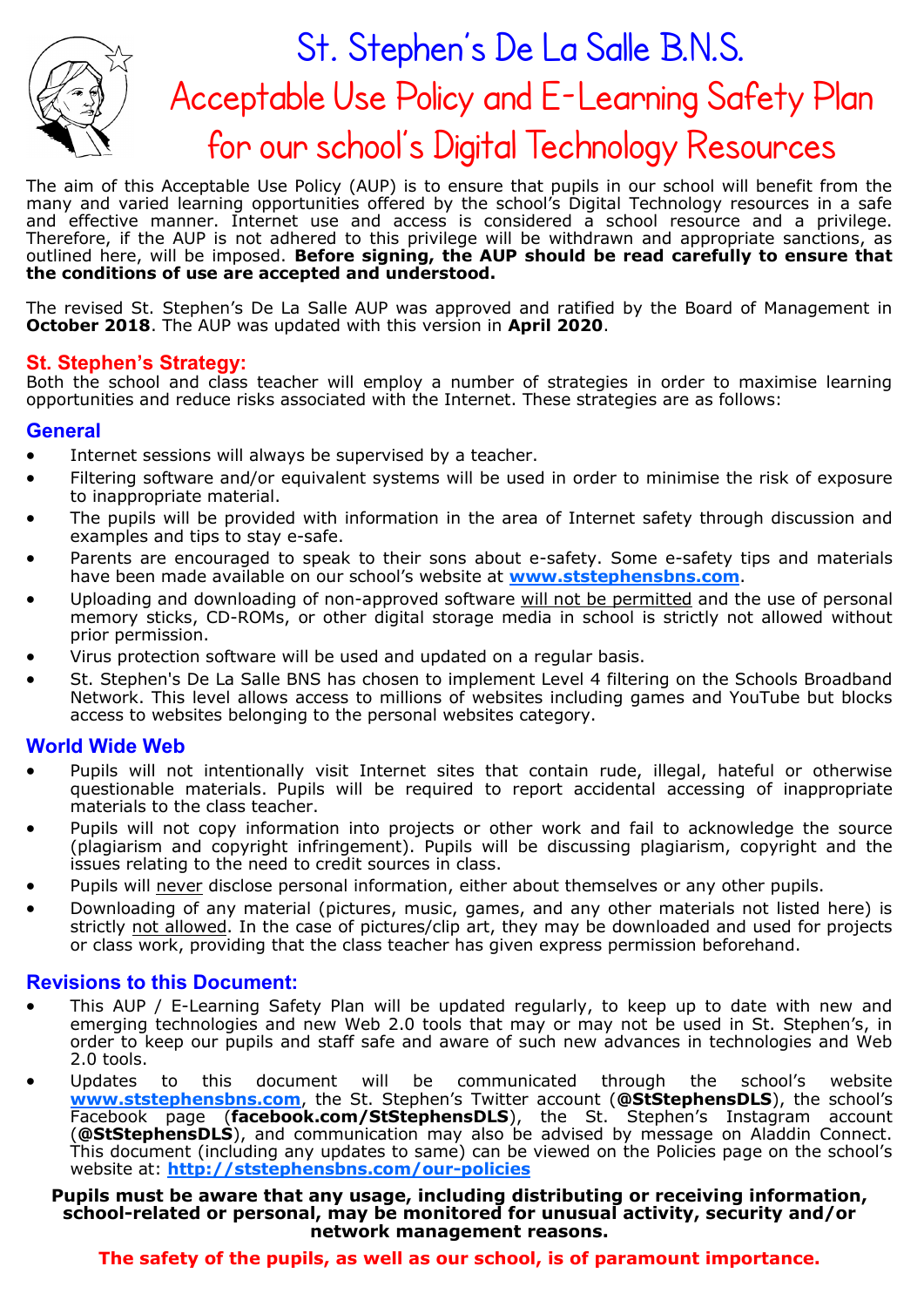# St. Stephen's De La Salle B.N.S.
# Acceptable Use Policy and E-Learning Safety Plan for our school's Digital Technology Resources

The aim of this Acceptable Use Policy (AUP) is to ensure that pupils in our school will benefit from the many and varied learning opportunities offered by the school's Digital Technology resources in a safe and effective manner. Internet use and access is considered a school resource and a privilege. Therefore, if the AUP is not adhered to this privilege will be withdrawn and appropriate sanctions, as outlined here, will be imposed. **Before signing, the AUP should be read carefully to ensure that the conditions of use are accepted and understood.**

The revised St. Stephen's De La Salle AUP was approved and ratified by the Board of Management in **October 2018**. The AUP was updated with this version in **April 2020**.

## St. Stephen's Strategy:

Both the school and class teacher will employ a number of strategies in order to maximise learning opportunities and reduce risks associated with the Internet. These strategies are as follows:

### General

- Internet sessions will always be supervised by a teacher.
- Filtering software and/or equivalent systems will be used in order to minimise the risk of exposure to inappropriate material.
- The pupils will be provided with information in the area of Internet safety through discussion and examples and tips to stay e-safe.
- Parents are encouraged to speak to their sons about e-safety. Some e-safety tips and materials have been made available on our school's website at **www.ststephensbns.com**.
- Uploading and downloading of non-approved software will not be permitted and the use of personal memory sticks, CD-ROMs, or other digital storage media in school is strictly not allowed without prior permission.
- Virus protection software will be used and updated on a regular basis.
- St. Stephen's De La Salle BNS has chosen to implement Level 4 filtering on the Schools Broadband Network. This level allows access to millions of websites including games and YouTube but blocks access to websites belonging to the personal websites category.

### World Wide Web

- Pupils will not intentionally visit Internet sites that contain rude, illegal, hateful or otherwise questionable materials. Pupils will be required to report accidental accessing of inappropriate materials to the class teacher.
- Pupils will not copy information into projects or other work and fail to acknowledge the source (plagiarism and copyright infringement). Pupils will be discussing plagiarism, copyright and the issues relating to the need to credit sources in class.
- Pupils will never disclose personal information, either about themselves or any other pupils.
- Downloading of any material (pictures, music, games, and any other materials not listed here) is strictly not allowed. In the case of pictures/clip art, they may be downloaded and used for projects or class work, providing that the class teacher has given express permission beforehand.

### Revisions to this Document:

- This AUP / E-Learning Safety Plan will be updated regularly, to keep up to date with new and emerging technologies and new Web 2.0 tools that may or may not be used in St. Stephen's, in order to keep our pupils and staff safe and aware of such new advances in technologies and Web 2.0 tools.
- Updates to this document will be communicated through the school's website **www.ststephensbns.com**, the St. Stephen's Twitter account (**@StStephensDLS**), the school's Facebook page (**facebook.com/StStephensDLS**), the St. Stephen's Instagram account (**@StStephensDLS**), and communication may also be advised by message on Aladdin Connect. This document (including any updates to same) can be viewed on the Policies page on the school's website at: **http://ststephensbns.com/our-policies**

**Pupils must be aware that any usage, including distributing or receiving information, school-related or personal, may be monitored for unusual activity, security and/or network management reasons.**

**The safety of the pupils, as well as our school, is of paramount importance.**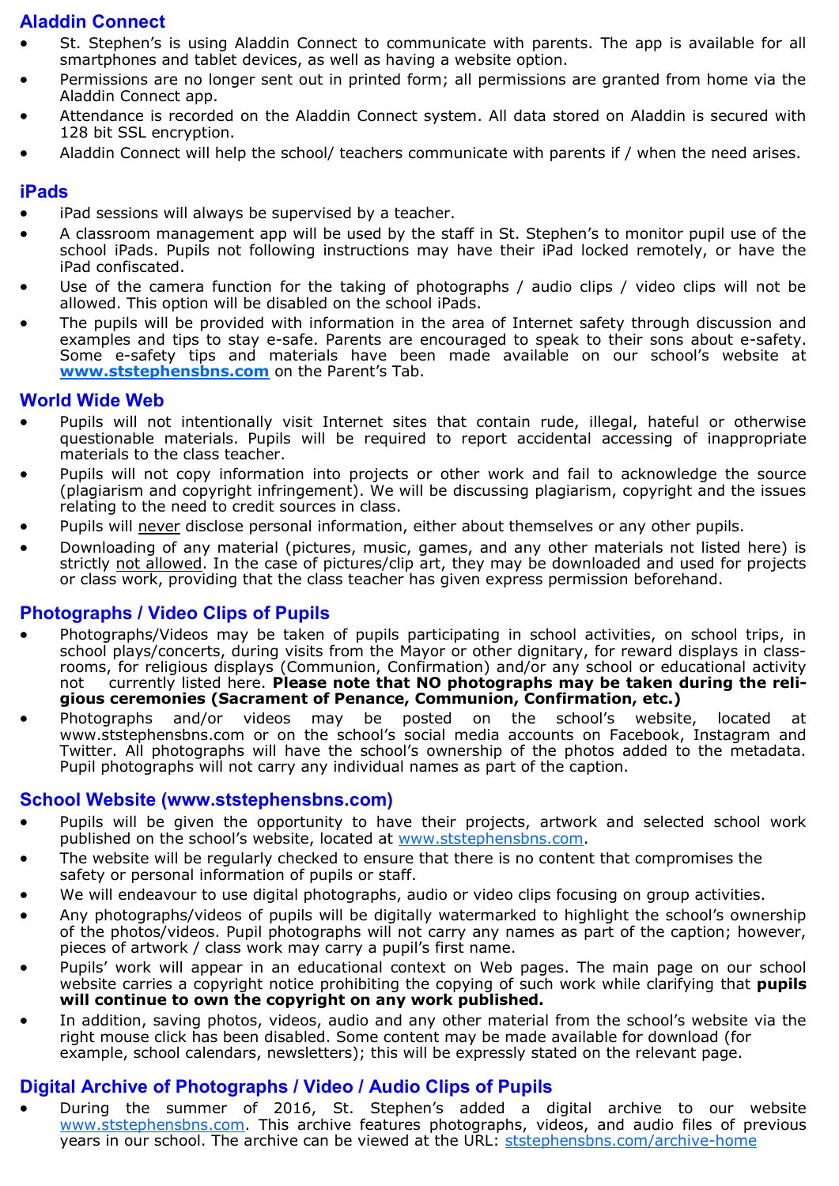## Aladdin Connect

- St. Stephen's is using Aladdin Connect to communicate with parents. The app is available for all smartphones and tablet devices, as well as having a website option.
- Permissions are no longer sent out in printed form; all permissions are granted from home via the Aladdin Connect app.
- Attendance is recorded on the Aladdin Connect system. All data stored on Aladdin is secured with 128 bit SSL encryption.
- Aladdin Connect will help the school/ teachers communicate with parents if / when the need arises.

## iPads

- iPad sessions will always be supervised by a teacher.
- A classroom management app will be used by the staff in St. Stephen's to monitor pupil use of the school iPads. Pupils not following instructions may have their iPad locked remotely, or have the iPad confiscated.
- Use of the camera function for the taking of photographs / audio clips / video clips will not be allowed. This option will be disabled on the school iPads.
- The pupils will be provided with information in the area of Internet safety through discussion and examples and tips to stay e-safe. Parents are encouraged to speak to their sons about e-safety. Some e-safety tips and materials have been made available on our school's website at **www.ststephensbns.com** on the Parent's Tab.

## World Wide Web

- Pupils will not intentionally visit Internet sites that contain rude, illegal, hateful or otherwise questionable materials. Pupils will be required to report accidental accessing of inappropriate materials to the class teacher.
- Pupils will not copy information into projects or other work and fail to acknowledge the source (plagiarism and copyright infringement). We will be discussing plagiarism, copyright and the issues relating to the need to credit sources in class.
- Pupils will never disclose personal information, either about themselves or any other pupils.
- Downloading of any material (pictures, music, games, and any other materials not listed here) is strictly not allowed. In the case of pictures/clip art, they may be downloaded and used for projects or class work, providing that the class teacher has given express permission beforehand.

## Photographs / Video Clips of Pupils

- Photographs/Videos may be taken of pupils participating in school activities, on school trips, in school plays/concerts, during visits from the Mayor or other dignitary, for reward displays in class-rooms, for religious displays (Communion, Confirmation) and/or any school or educational activity not currently listed here. **Please note that NO photographs may be taken during the religious ceremonies (Sacrament of Penance, Communion, Confirmation, etc.)**
- Photographs and/or videos may be posted on the school's website, located at www.ststephensbns.com or on the school's social media accounts on Facebook, Instagram and Twitter. All photographs will have the school's ownership of the photos added to the metadata. Pupil photographs will not carry any individual names as part of the caption.

## School Website (www.ststephensbns.com)

- Pupils will be given the opportunity to have their projects, artwork and selected school work published on the school's website, located at www.ststephensbns.com.
- The website will be regularly checked to ensure that there is no content that compromises the safety or personal information of pupils or staff.
- We will endeavour to use digital photographs, audio or video clips focusing on group activities.
- Any photographs/videos of pupils will be digitally watermarked to highlight the school's ownership of the photos/videos. Pupil photographs will not carry any names as part of the caption; however, pieces of artwork / class work may carry a pupil's first name.
- Pupils' work will appear in an educational context on Web pages. The main page on our school website carries a copyright notice prohibiting the copying of such work while clarifying that **pupils will continue to own the copyright on any work published.**
- In addition, saving photos, videos, audio and any other material from the school's website via the right mouse click has been disabled. Some content may be made available for download (for example, school calendars, newsletters); this will be expressly stated on the relevant page.

## Digital Archive of Photographs / Video / Audio Clips of Pupils

- During the summer of 2016, St. Stephen's added a digital archive to our website www.ststephensbns.com. This archive features photographs, videos, and audio files of previous years in our school. The archive can be viewed at the URL: ststephensbns.com/archive-home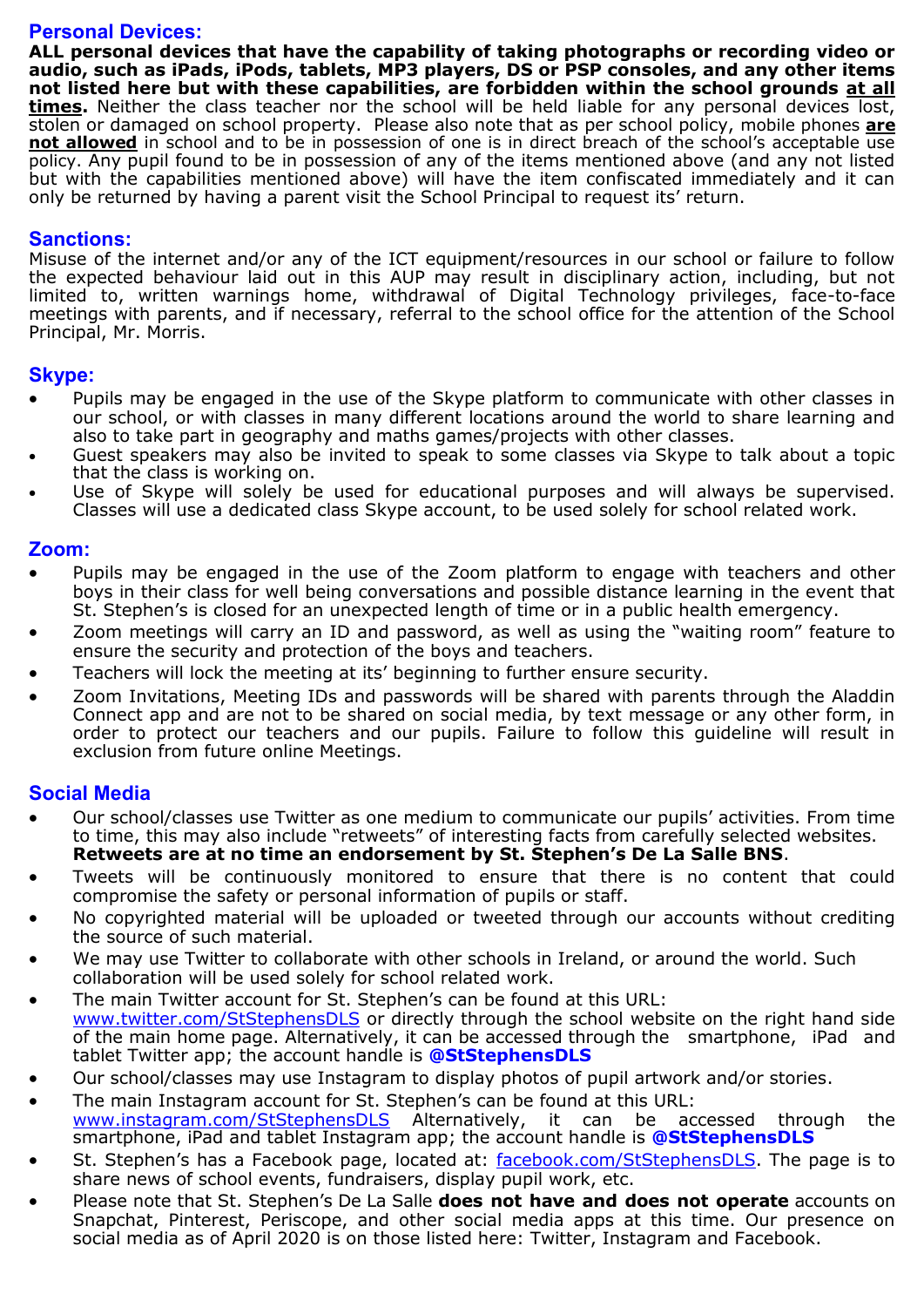## Personal Devices:

**ALL personal devices that have the capability of taking photographs or recording video or audio, such as iPads, iPods, tablets, MP3 players, DS or PSP consoles, and any other items not listed here but with these capabilities, are forbidden within the school grounds <u>at all times</u>.** Neither the class teacher nor the school will be held liable for any personal devices lost, stolen or damaged on school property. Please also note that as per school policy, mobile phones **<u>are not allowed</u>** in school and to be in possession of one is in direct breach of the school's acceptable use policy. Any pupil found to be in possession of any of the items mentioned above (and any not listed but with the capabilities mentioned above) will have the item confiscated immediately and it can only be returned by having a parent visit the School Principal to request its' return.

## Sanctions:

Misuse of the internet and/or any of the ICT equipment/resources in our school or failure to follow the expected behaviour laid out in this AUP may result in disciplinary action, including, but not limited to, written warnings home, withdrawal of Digital Technology privileges, face-to-face meetings with parents, and if necessary, referral to the school office for the attention of the School Principal, Mr. Morris.

## Skype:

- Pupils may be engaged in the use of the Skype platform to communicate with other classes in our school, or with classes in many different locations around the world to share learning and also to take part in geography and maths games/projects with other classes.
- Guest speakers may also be invited to speak to some classes via Skype to talk about a topic that the class is working on.
- Use of Skype will solely be used for educational purposes and will always be supervised. Classes will use a dedicated class Skype account, to be used solely for school related work.

## Zoom:

- Pupils may be engaged in the use of the Zoom platform to engage with teachers and other boys in their class for well being conversations and possible distance learning in the event that St. Stephen's is closed for an unexpected length of time or in a public health emergency.
- Zoom meetings will carry an ID and password, as well as using the "waiting room" feature to ensure the security and protection of the boys and teachers.
- Teachers will lock the meeting at its' beginning to further ensure security.
- Zoom Invitations, Meeting IDs and passwords will be shared with parents through the Aladdin Connect app and are not to be shared on social media, by text message or any other form, in order to protect our teachers and our pupils. Failure to follow this guideline will result in exclusion from future online Meetings.

## Social Media

- Our school/classes use Twitter as one medium to communicate our pupils' activities. From time to time, this may also include "retweets" of interesting facts from carefully selected websites. **Retweets are at no time an endorsement by St. Stephen's De La Salle BNS**.
- Tweets will be continuously monitored to ensure that there is no content that could compromise the safety or personal information of pupils or staff.
- No copyrighted material will be uploaded or tweeted through our accounts without crediting the source of such material.
- We may use Twitter to collaborate with other schools in Ireland, or around the world. Such collaboration will be used solely for school related work.
- The main Twitter account for St. Stephen's can be found at this URL: [www.twitter.com/StStephensDLS](www.twitter.com/StStephensDLS) or directly through the school website on the right hand side of the main home page. Alternatively, it can be accessed through the smartphone, iPad and tablet Twitter app; the account handle is **@StStephensDLS**
- Our school/classes may use Instagram to display photos of pupil artwork and/or stories.
- The main Instagram account for St. Stephen's can be found at this URL: [www.instagram.com/StStephensDLS](www.instagram.com/StStephensDLS) Alternatively, it can be accessed through the smartphone, iPad and tablet Instagram app; the account handle is **@StStephensDLS**
- St. Stephen's has a Facebook page, located at: [facebook.com/StStephensDLS](facebook.com/StStephensDLS). The page is to share news of school events, fundraisers, display pupil work, etc.
- Please note that St. Stephen's De La Salle **does not have and does not operate** accounts on Snapchat, Pinterest, Periscope, and other social media apps at this time. Our presence on social media as of April 2020 is on those listed here: Twitter, Instagram and Facebook.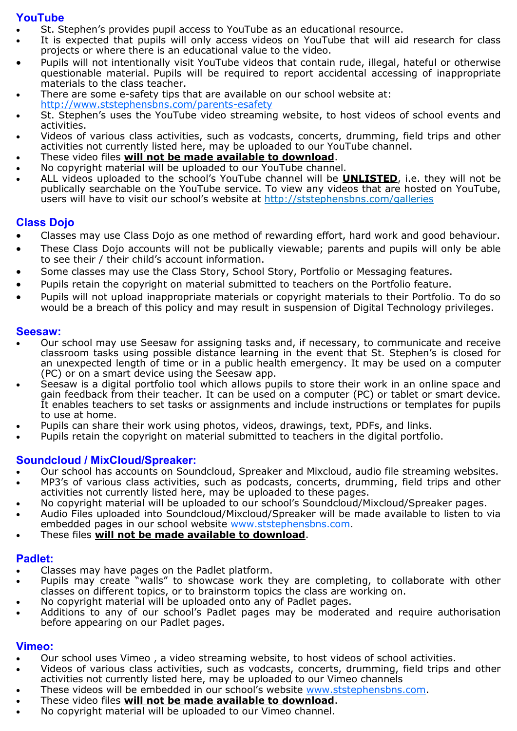## YouTube

- St. Stephen's provides pupil access to YouTube as an educational resource.
- It is expected that pupils will only access videos on YouTube that will aid research for class projects or where there is an educational value to the video.
- Pupils will not intentionally visit YouTube videos that contain rude, illegal, hateful or otherwise questionable material. Pupils will be required to report accidental accessing of inappropriate materials to the class teacher.
- There are some e-safety tips that are available on our school website at: http://www.ststephensbns.com/parents-esafety
- St. Stephen's uses the YouTube video streaming website, to host videos of school events and activities.
- Videos of various class activities, such as vodcasts, concerts, drumming, field trips and other activities not currently listed here, may be uploaded to our YouTube channel.
- These video files **will not be made available to download**.
- No copyright material will be uploaded to our YouTube channel.
- ALL videos uploaded to the school's YouTube channel will be **UNLISTED**, i.e. they will not be publically searchable on the YouTube service. To view any videos that are hosted on YouTube, users will have to visit our school's website at http://ststephensbns.com/galleries

## Class Dojo

- Classes may use Class Dojo as one method of rewarding effort, hard work and good behaviour.
- These Class Dojo accounts will not be publically viewable; parents and pupils will only be able to see their / their child's account information.
- Some classes may use the Class Story, School Story, Portfolio or Messaging features.
- Pupils retain the copyright on material submitted to teachers on the Portfolio feature.
- Pupils will not upload inappropriate materials or copyright materials to their Portfolio. To do so would be a breach of this policy and may result in suspension of Digital Technology privileges.

## Seesaw:

- Our school may use Seesaw for assigning tasks and, if necessary, to communicate and receive classroom tasks using possible distance learning in the event that St. Stephen's is closed for an unexpected length of time or in a public health emergency. It may be used on a computer (PC) or on a smart device using the Seesaw app.
- Seesaw is a digital portfolio tool which allows pupils to store their work in an online space and gain feedback from their teacher. It can be used on a computer (PC) or tablet or smart device. It enables teachers to set tasks or assignments and include instructions or templates for pupils to use at home.
- Pupils can share their work using photos, videos, drawings, text, PDFs, and links.
- Pupils retain the copyright on material submitted to teachers in the digital portfolio.

## Soundcloud / MixCloud/Spreaker:

- Our school has accounts on Soundcloud, Spreaker and Mixcloud, audio file streaming websites.
- MP3's of various class activities, such as podcasts, concerts, drumming, field trips and other activities not currently listed here, may be uploaded to these pages.
- No copyright material will be uploaded to our school's Soundcloud/Mixcloud/Spreaker pages.
- Audio Files uploaded into Soundcloud/Mixcloud/Spreaker will be made available to listen to via embedded pages in our school website www.ststephensbns.com.
- These files **will not be made available to download**.

## Padlet:

- Classes may have pages on the Padlet platform.
- Pupils may create "walls" to showcase work they are completing, to collaborate with other classes on different topics, or to brainstorm topics the class are working on.
- No copyright material will be uploaded onto any of Padlet pages.
- Additions to any of our school's Padlet pages may be moderated and require authorisation before appearing on our Padlet pages.

## Vimeo:

- Our school uses Vimeo , a video streaming website, to host videos of school activities.
- Videos of various class activities, such as vodcasts, concerts, drumming, field trips and other activities not currently listed here, may be uploaded to our Vimeo channels
- These videos will be embedded in our school's website www.ststephensbns.com.
- These video files **will not be made available to download**.
- No copyright material will be uploaded to our Vimeo channel.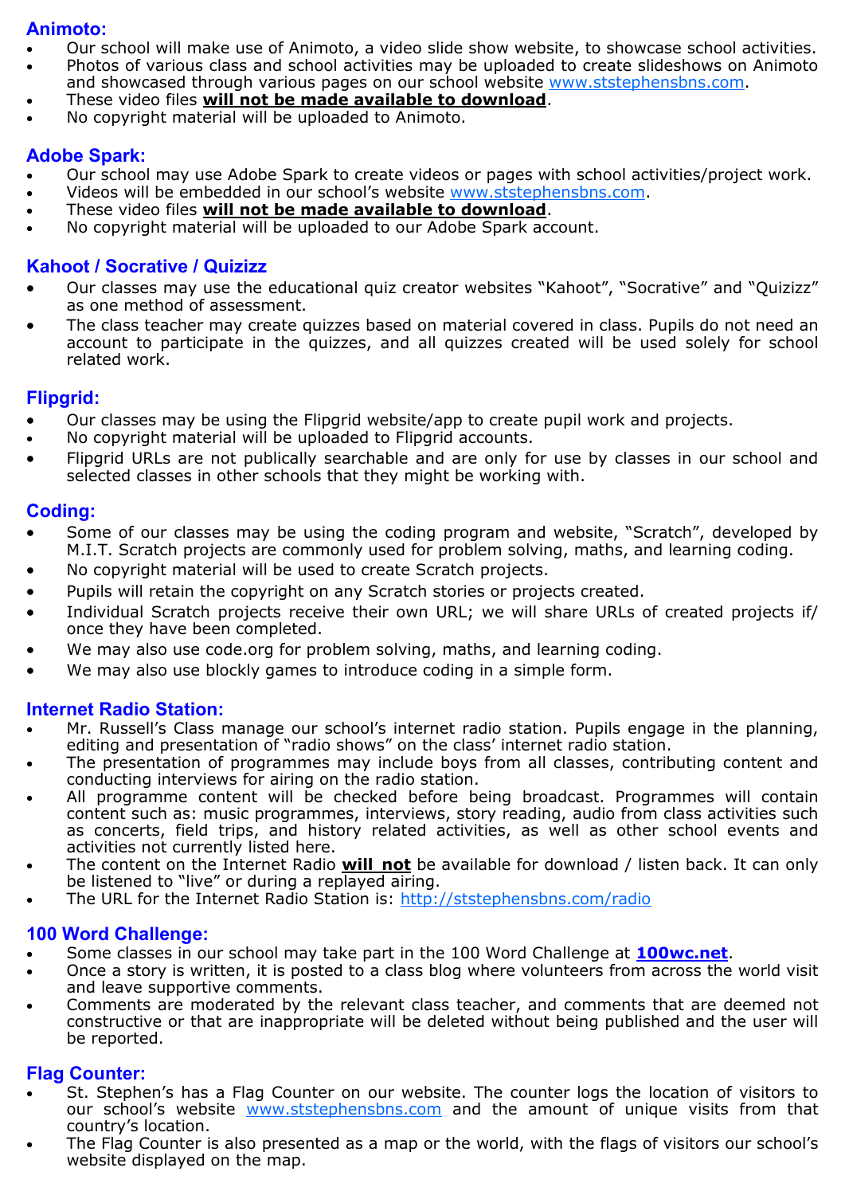## Animoto:

- Our school will make use of Animoto, a video slide show website, to showcase school activities.
- Photos of various class and school activities may be uploaded to create slideshows on Animoto and showcased through various pages on our school website www.ststephensbns.com.
- These video files **will not be made available to download**.
- No copyright material will be uploaded to Animoto.

## Adobe Spark:

- Our school may use Adobe Spark to create videos or pages with school activities/project work.
- Videos will be embedded in our school's website www.ststephensbns.com.
- These video files **will not be made available to download**.
- No copyright material will be uploaded to our Adobe Spark account.

## Kahoot / Socrative / Quizizz

- Our classes may use the educational quiz creator websites "Kahoot", "Socrative" and "Quizizz" as one method of assessment.
- The class teacher may create quizzes based on material covered in class. Pupils do not need an account to participate in the quizzes, and all quizzes created will be used solely for school related work.

## Flipgrid:

- Our classes may be using the Flipgrid website/app to create pupil work and projects.
- No copyright material will be uploaded to Flipgrid accounts.
- Flipgrid URLs are not publically searchable and are only for use by classes in our school and selected classes in other schools that they might be working with.

## Coding:

- Some of our classes may be using the coding program and website, "Scratch", developed by M.I.T. Scratch projects are commonly used for problem solving, maths, and learning coding.
- No copyright material will be used to create Scratch projects.
- Pupils will retain the copyright on any Scratch stories or projects created.
- Individual Scratch projects receive their own URL; we will share URLs of created projects if/ once they have been completed.
- We may also use code.org for problem solving, maths, and learning coding.
- We may also use blockly games to introduce coding in a simple form.

## Internet Radio Station:

- Mr. Russell's Class manage our school's internet radio station. Pupils engage in the planning, editing and presentation of "radio shows" on the class' internet radio station.
- The presentation of programmes may include boys from all classes, contributing content and conducting interviews for airing on the radio station.
- All programme content will be checked before being broadcast. Programmes will contain content such as: music programmes, interviews, story reading, audio from class activities such as concerts, field trips, and history related activities, as well as other school events and activities not currently listed here.
- The content on the Internet Radio **will not** be available for download / listen back. It can only be listened to "live" or during a replayed airing.
- The URL for the Internet Radio Station is: http://ststephensbns.com/radio

## 100 Word Challenge:

- Some classes in our school may take part in the 100 Word Challenge at **100wc.net**.
- Once a story is written, it is posted to a class blog where volunteers from across the world visit and leave supportive comments.
- Comments are moderated by the relevant class teacher, and comments that are deemed not constructive or that are inappropriate will be deleted without being published and the user will be reported.

## Flag Counter:

- St. Stephen's has a Flag Counter on our website. The counter logs the location of visitors to our school's website www.ststephensbns.com and the amount of unique visits from that country's location.
- The Flag Counter is also presented as a map or the world, with the flags of visitors our school's website displayed on the map.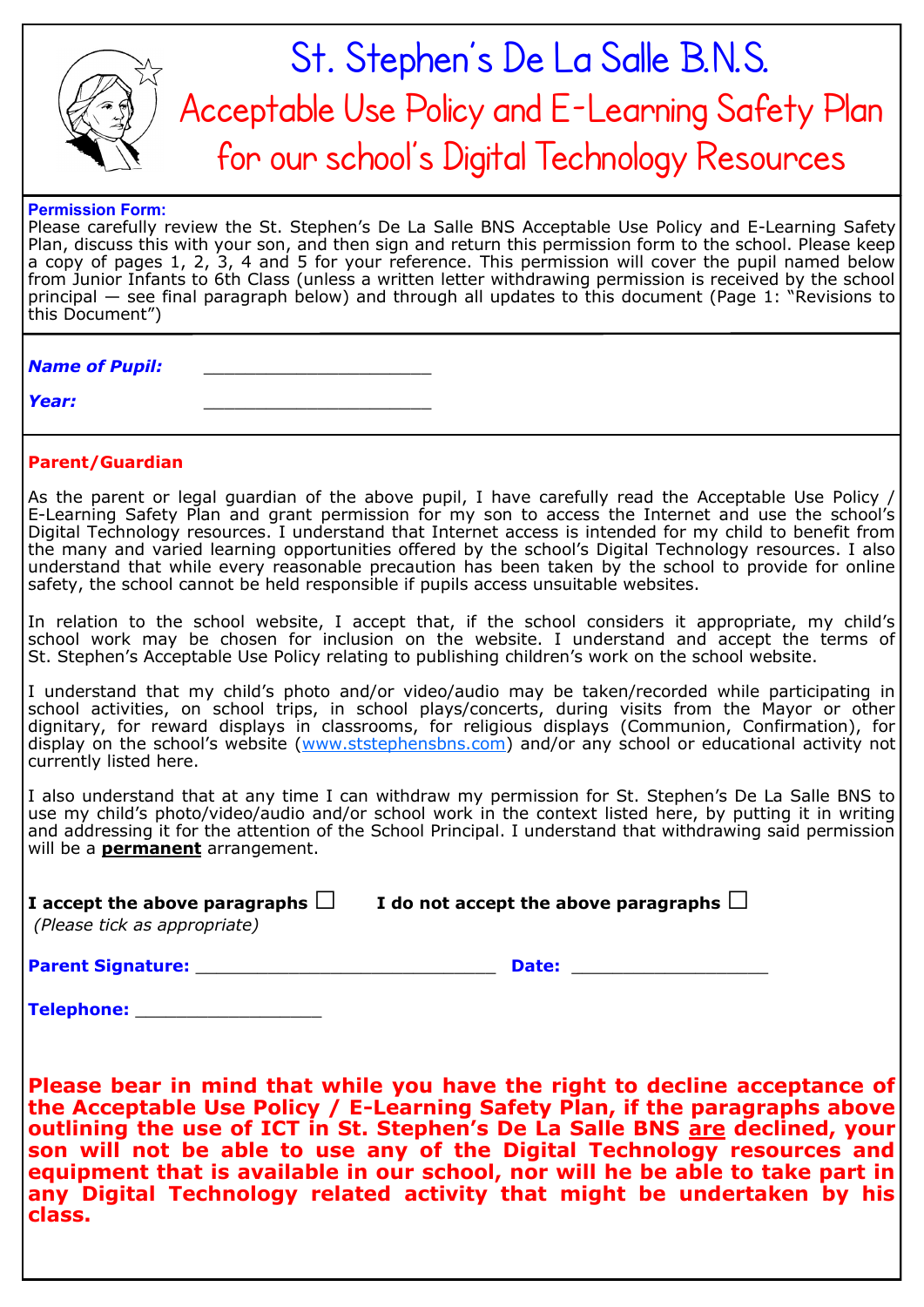# St. Stephen's De La Salle B.N.S.

## Acceptable Use Policy and E-Learning Safety Plan for our school's Digital Technology Resources

**Permission Form:**

Please carefully review the St. Stephen's De La Salle BNS Acceptable Use Policy and E-Learning Safety Plan, discuss this with your son, and then sign and return this permission form to the school. Please keep a copy of pages 1, 2, 3, 4 and 5 for your reference. This permission will cover the pupil named below from Junior Infants to 6th Class (unless a written letter withdrawing permission is received by the school principal — see final paragraph below) and through all updates to this document (Page 1: "Revisions to this Document")

***Name of Pupil:*** \_\_\_\_\_\_\_\_\_\_\_\_\_\_\_\_\_\_\_\_\_\_

***Year:*** \_\_\_\_\_\_\_\_\_\_\_\_\_\_\_\_\_\_\_\_\_\_

**Parent/Guardian**

As the parent or legal guardian of the above pupil, I have carefully read the Acceptable Use Policy / E-Learning Safety Plan and grant permission for my son to access the Internet and use the school's Digital Technology resources. I understand that Internet access is intended for my child to benefit from the many and varied learning opportunities offered by the school's Digital Technology resources. I also understand that while every reasonable precaution has been taken by the school to provide for online safety, the school cannot be held responsible if pupils access unsuitable websites.

In relation to the school website, I accept that, if the school considers it appropriate, my child's school work may be chosen for inclusion on the website. I understand and accept the terms of St. Stephen's Acceptable Use Policy relating to publishing children's work on the school website.

I understand that my child's photo and/or video/audio may be taken/recorded while participating in school activities, on school trips, in school plays/concerts, during visits from the Mayor or other dignitary, for reward displays in classrooms, for religious displays (Communion, Confirmation), for display on the school's website (www.ststephensbns.com) and/or any school or educational activity not currently listed here.

I also understand that at any time I can withdraw my permission for St. Stephen's De La Salle BNS to use my child's photo/video/audio and/or school work in the context listed here, by putting it in writing and addressing it for the attention of the School Principal. I understand that withdrawing said permission will be a **permanent** arrangement.

**I accept the above paragraphs** ☐ **I do not accept the above paragraphs** ☐
*(Please tick as appropriate)*

**Parent Signature:** \_\_\_\_\_\_\_\_\_\_\_\_\_\_\_\_\_\_\_\_\_\_\_\_\_\_\_\_\_\_ **Date:** \_\_\_\_\_\_\_\_\_\_\_\_\_\_\_\_\_\_\_\_

**Telephone:** \_\_\_\_\_\_\_\_\_\_\_\_\_\_\_\_\_\_\_

**Please bear in mind that while you have the right to decline acceptance of the Acceptable Use Policy / E-Learning Safety Plan, if the paragraphs above outlining the use of ICT in St. Stephen's De La Salle BNS are declined, your son will not be able to use any of the Digital Technology resources and equipment that is available in our school, nor will he be able to take part in any Digital Technology related activity that might be undertaken by his class.**